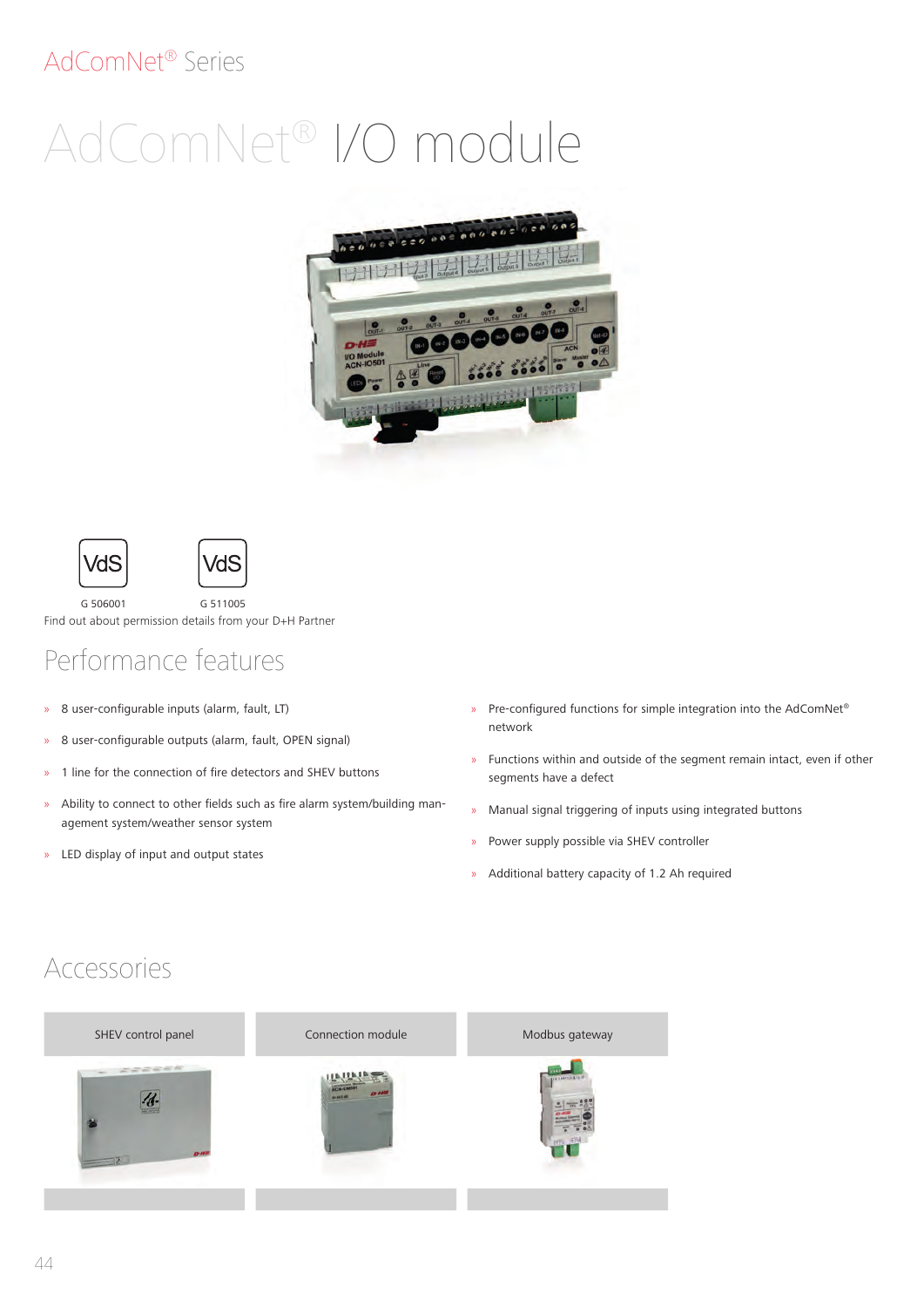AdComNet® Series

# AdComNet® I/O module

VdS G 506001

VdS G 511005

Find out about permission details from your D+H Partner

## Performance features

- 8 user-configurable inputs (alarm, fault, LT)
- 8 user-configurable outputs (alarm, fault, OPEN signal)
- 1 line for the connection of fire detectors and SHEV buttons
- Ability to connect to other fields such as fire alarm system/building management system/weather sensor system
- LED display of input and output states
- Pre-configured functions for simple integration into the AdComNet® network
- Functions within and outside of the segment remain intact, even if other segments have a defect
- Manual signal triggering of inputs using integrated buttons
- Power supply possible via SHEV controller
- Additional battery capacity of 1.2 Ah required

## Accessories

| SHEV control panel | Connection module | Modbus gateway |
|---|---|---|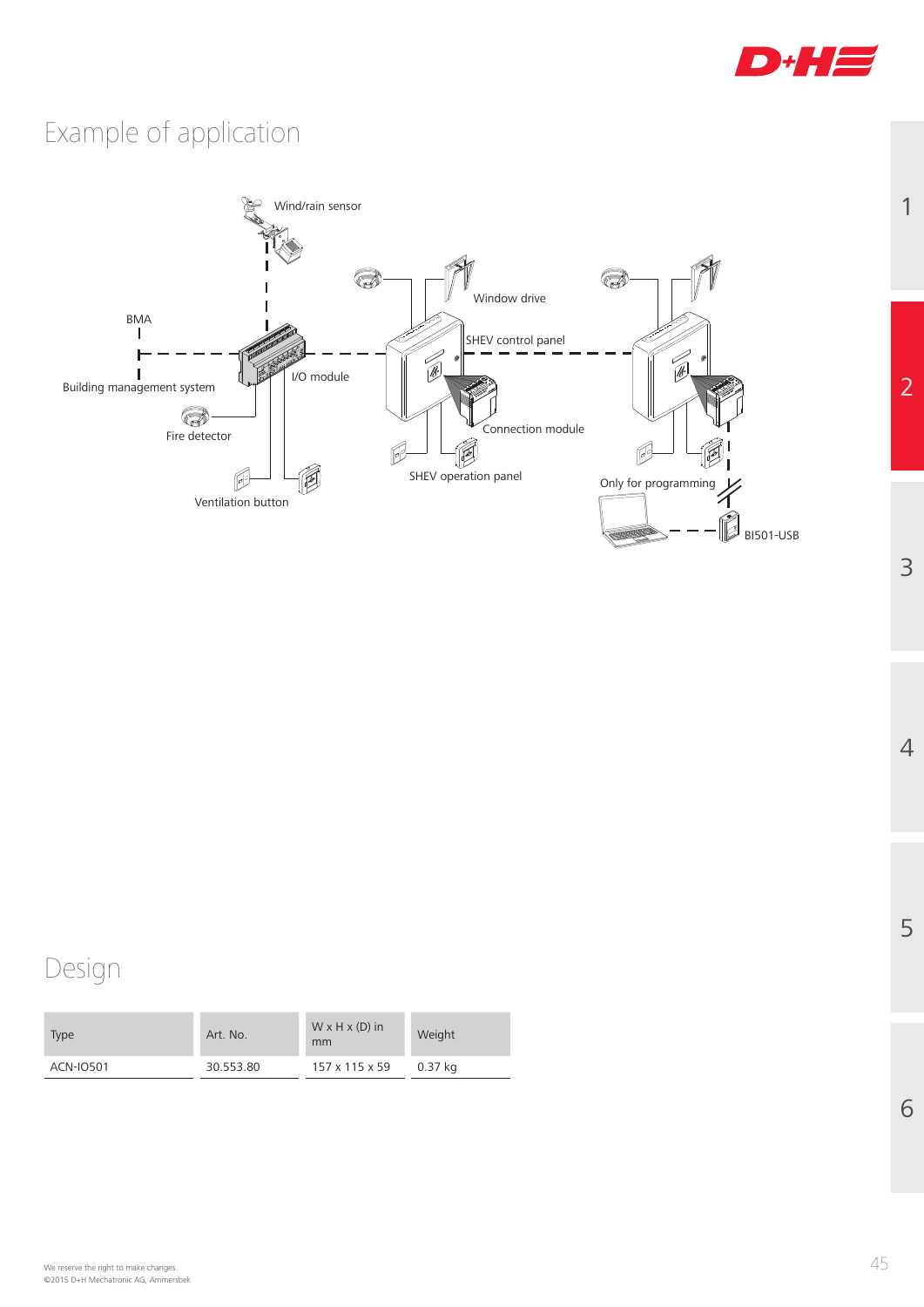# Example of application

Wind/rain sensor

Window drive

BMA

SHEV control panel

Building management system

I/O module

Fire detector

Connection module

SHEV operation panel

Ventilation button

Only for programming

BI501-USB

# Design

| Type | Art. No. | W x H x (D) in mm | Weight |
|---|---|---|---|
| ACN-IO501 | 30.553.80 | 157 x 115 x 59 | 0.37 kg |

We reserve the right to make changes.
©2015 D+H Mechatronic AG, Ammersbek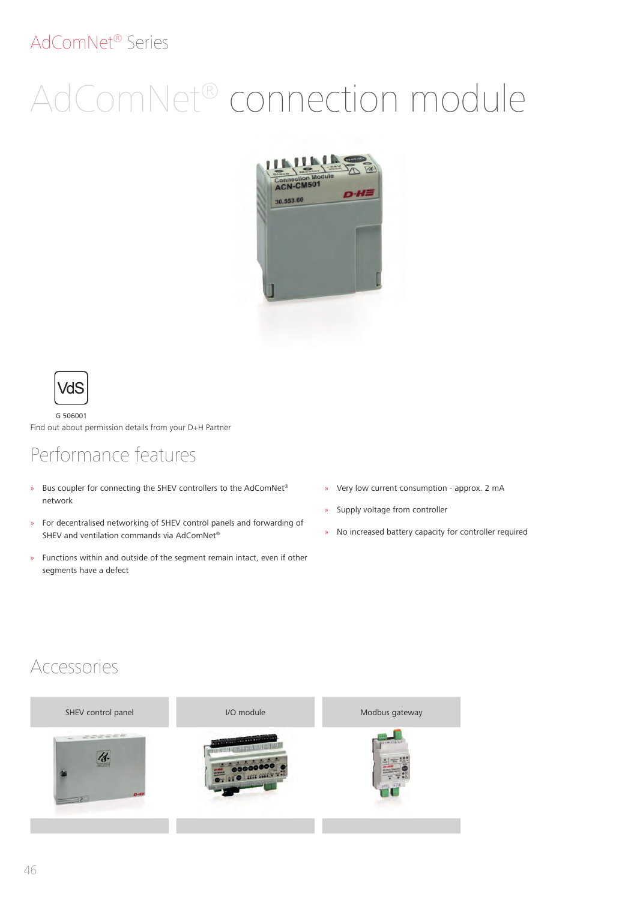AdComNet® Series

# AdComNet® connection module

VdS

G 506001

Find out about permission details from your D+H Partner

## Performance features

- Bus coupler for connecting the SHEV controllers to the AdComNet® network
- For decentralised networking of SHEV control panels and forwarding of SHEV and ventilation commands via AdComNet®
- Functions within and outside of the segment remain intact, even if other segments have a defect
- Very low current consumption - approx. 2 mA
- Supply voltage from controller
- No increased battery capacity for controller required

## Accessories

| SHEV control panel | I/O module | Modbus gateway |
| --- | --- | --- |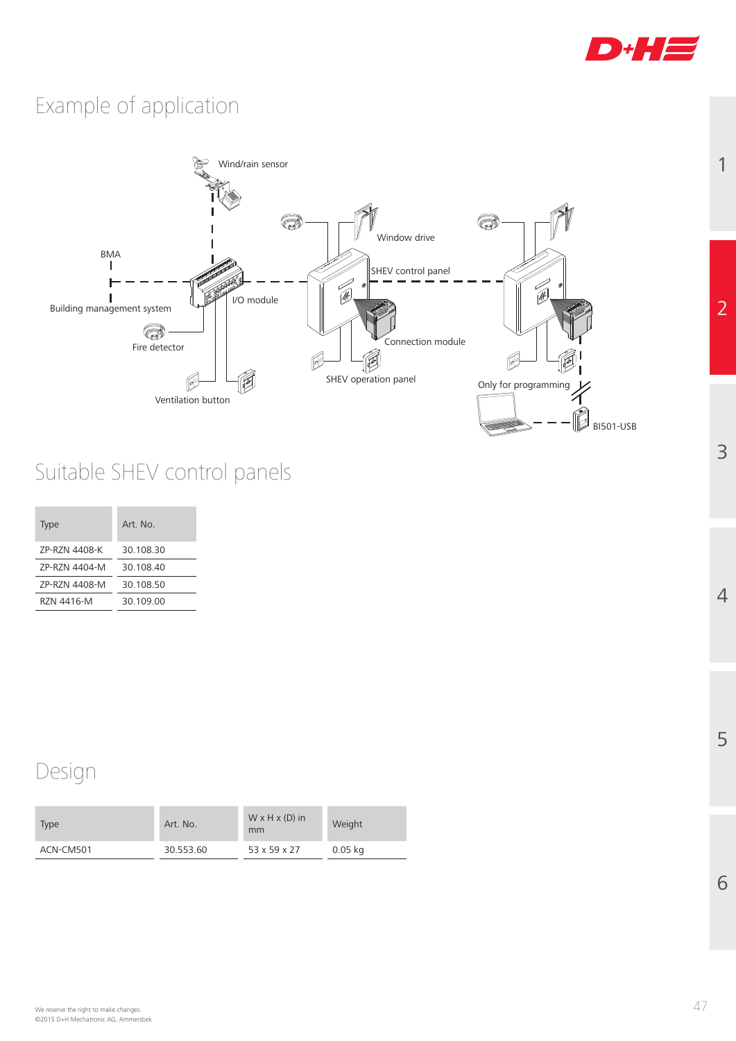# Example of application

Wind/rain sensor

Window drive

BMA

SHEV control panel

Building management system

I/O module

Connection module

Fire detector

SHEV operation panel

Only for programming

Ventilation button

BI501-USB

# Suitable SHEV control panels

| Type | Art. No. |
|---|---|
| ZP-RZN 4408-K | 30.108.30 |
| ZP-RZN 4404-M | 30.108.40 |
| ZP-RZN 4408-M | 30.108.50 |
| RZN 4416-M | 30.109.00 |

# Design

| Type | Art. No. | W x H x (D) in mm | Weight |
|---|---|---|---|
| ACN-CM501 | 30.553.60 | 53 x 59 x 27 | 0.05 kg |

We reserve the right to make changes.
©2015 D+H Mechatronic AG, Ammersbek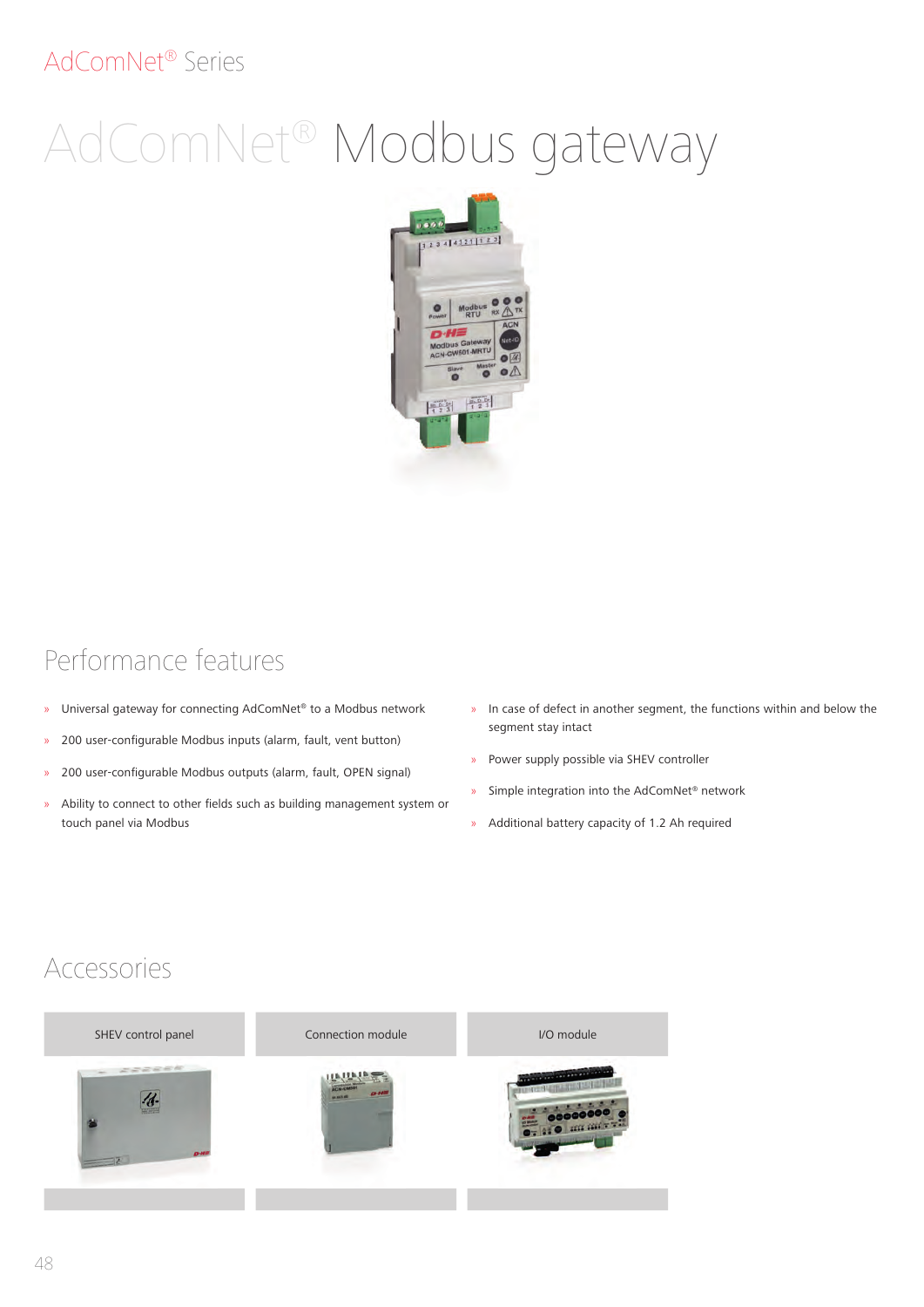AdComNet® Series

# AdComNet® Modbus gateway

## Performance features

- Universal gateway for connecting AdComNet® to a Modbus network
- 200 user-configurable Modbus inputs (alarm, fault, vent button)
- 200 user-configurable Modbus outputs (alarm, fault, OPEN signal)
- Ability to connect to other fields such as building management system or touch panel via Modbus
- In case of defect in another segment, the functions within and below the segment stay intact
- Power supply possible via SHEV controller
- Simple integration into the AdComNet® network
- Additional battery capacity of 1.2 Ah required

## Accessories

| SHEV control panel | Connection module | I/O module |
|---|---|---|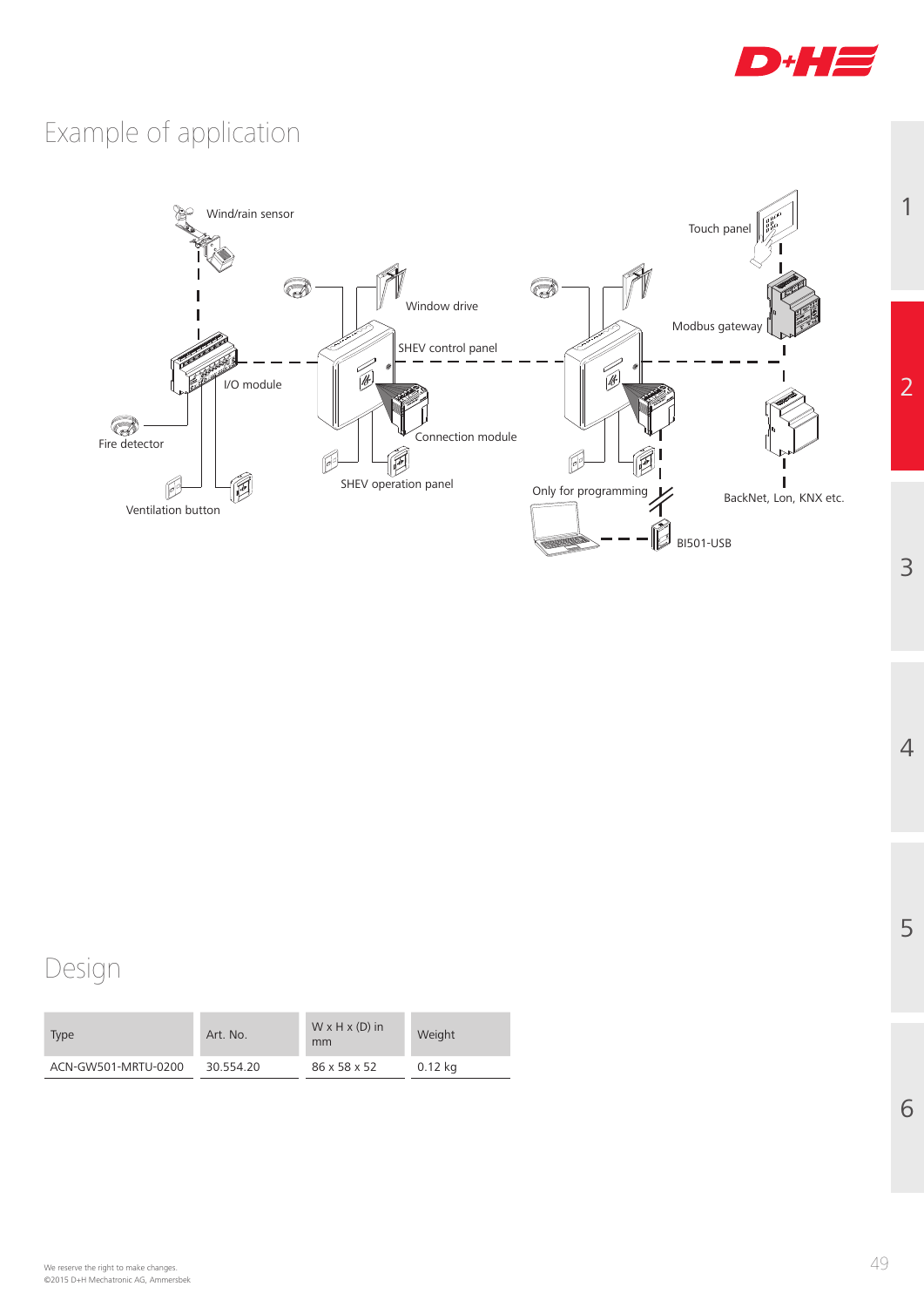## Example of application

Wind/rain sensor

Touch panel

Window drive

Modbus gateway

SHEV control panel

I/O module

Connection module

Fire detector

SHEV operation panel

Only for programming

BackNet, Lon, KNX etc.

Ventilation button

BI501-USB

## Design

| Type | Art. No. | W x H x (D) in mm | Weight |
|---|---|---|---|
| ACN-GW501-MRTU-0200 | 30.554.20 | 86 x 58 x 52 | 0.12 kg |

We reserve the right to make changes.
©2015 D+H Mechatronic AG, Ammersbek